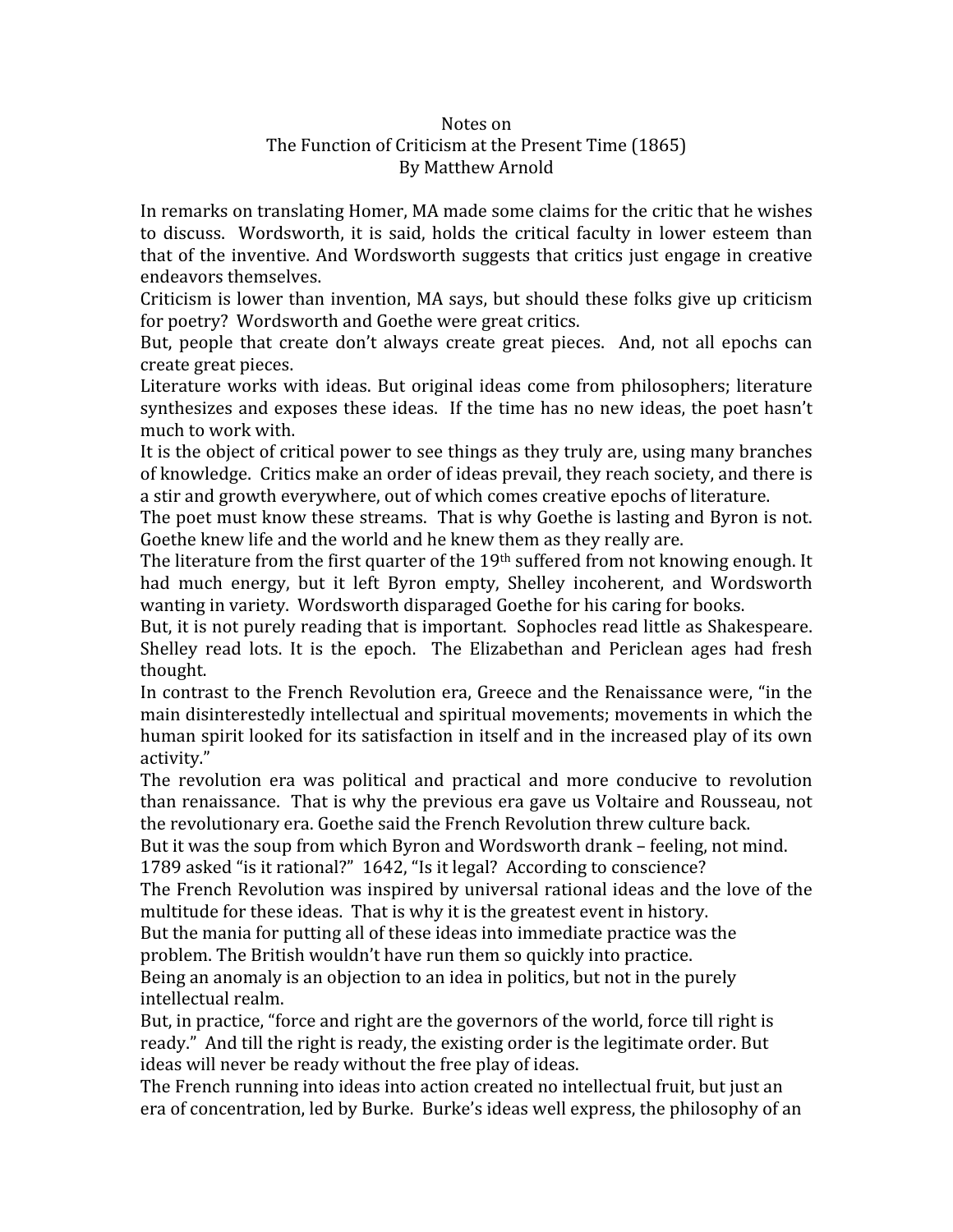Notes on
The Function of Criticism at the Present Time (1865)
By Matthew Arnold

In remarks on translating Homer, MA made some claims for the critic that he wishes to discuss. Wordsworth, it is said, holds the critical faculty in lower esteem than that of the inventive. And Wordsworth suggests that critics just engage in creative endeavors themselves.

Criticism is lower than invention, MA says, but should these folks give up criticism for poetry? Wordsworth and Goethe were great critics.

But, people that create don't always create great pieces. And, not all epochs can create great pieces.

Literature works with ideas. But original ideas come from philosophers; literature synthesizes and exposes these ideas. If the time has no new ideas, the poet hasn't much to work with.

It is the object of critical power to see things as they truly are, using many branches of knowledge. Critics make an order of ideas prevail, they reach society, and there is a stir and growth everywhere, out of which comes creative epochs of literature.

The poet must know these streams. That is why Goethe is lasting and Byron is not. Goethe knew life and the world and he knew them as they really are.

The literature from the first quarter of the 19th suffered from not knowing enough. It had much energy, but it left Byron empty, Shelley incoherent, and Wordsworth wanting in variety. Wordsworth disparaged Goethe for his caring for books.

But, it is not purely reading that is important. Sophocles read little as Shakespeare. Shelley read lots. It is the epoch. The Elizabethan and Periclean ages had fresh thought.

In contrast to the French Revolution era, Greece and the Renaissance were, "in the main disinterestedly intellectual and spiritual movements; movements in which the human spirit looked for its satisfaction in itself and in the increased play of its own activity."

The revolution era was political and practical and more conducive to revolution than renaissance. That is why the previous era gave us Voltaire and Rousseau, not the revolutionary era. Goethe said the French Revolution threw culture back.

But it was the soup from which Byron and Wordsworth drank – feeling, not mind.

1789 asked "is it rational?" 1642, "Is it legal? According to conscience?

The French Revolution was inspired by universal rational ideas and the love of the multitude for these ideas. That is why it is the greatest event in history.

But the mania for putting all of these ideas into immediate practice was the problem. The British wouldn't have run them so quickly into practice.

Being an anomaly is an objection to an idea in politics, but not in the purely intellectual realm.

But, in practice, "force and right are the governors of the world, force till right is ready." And till the right is ready, the existing order is the legitimate order. But ideas will never be ready without the free play of ideas.

The French running into ideas into action created no intellectual fruit, but just an era of concentration, led by Burke. Burke's ideas well express, the philosophy of an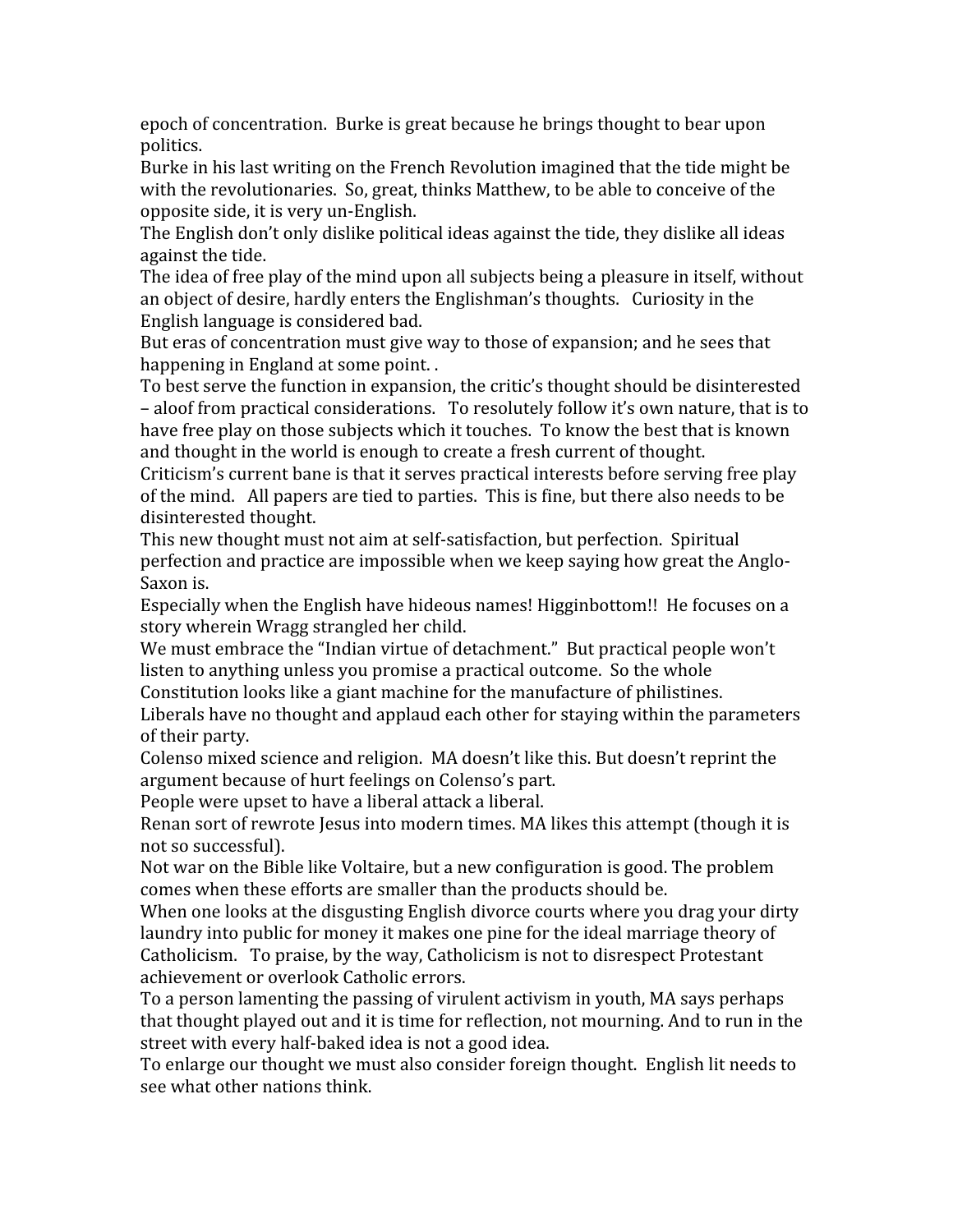epoch of concentration. Burke is great because he brings thought to bear upon politics.

Burke in his last writing on the French Revolution imagined that the tide might be with the revolutionaries. So, great, thinks Matthew, to be able to conceive of the opposite side, it is very un-English.

The English don't only dislike political ideas against the tide, they dislike all ideas against the tide.

The idea of free play of the mind upon all subjects being a pleasure in itself, without an object of desire, hardly enters the Englishman's thoughts. Curiosity in the English language is considered bad.

But eras of concentration must give way to those of expansion; and he sees that happening in England at some point. .

To best serve the function in expansion, the critic's thought should be disinterested – aloof from practical considerations. To resolutely follow it's own nature, that is to have free play on those subjects which it touches. To know the best that is known and thought in the world is enough to create a fresh current of thought.

Criticism's current bane is that it serves practical interests before serving free play of the mind. All papers are tied to parties. This is fine, but there also needs to be disinterested thought.

This new thought must not aim at self-satisfaction, but perfection. Spiritual perfection and practice are impossible when we keep saying how great the Anglo-Saxon is.

Especially when the English have hideous names! Higginbottom!! He focuses on a story wherein Wragg strangled her child.

We must embrace the "Indian virtue of detachment." But practical people won't listen to anything unless you promise a practical outcome. So the whole Constitution looks like a giant machine for the manufacture of philistines.

Liberals have no thought and applaud each other for staying within the parameters of their party.

Colenso mixed science and religion. MA doesn't like this. But doesn't reprint the argument because of hurt feelings on Colenso's part.

People were upset to have a liberal attack a liberal.

Renan sort of rewrote Jesus into modern times. MA likes this attempt (though it is not so successful).

Not war on the Bible like Voltaire, but a new configuration is good. The problem comes when these efforts are smaller than the products should be.

When one looks at the disgusting English divorce courts where you drag your dirty laundry into public for money it makes one pine for the ideal marriage theory of Catholicism. To praise, by the way, Catholicism is not to disrespect Protestant achievement or overlook Catholic errors.

To a person lamenting the passing of virulent activism in youth, MA says perhaps that thought played out and it is time for reflection, not mourning. And to run in the street with every half-baked idea is not a good idea.

To enlarge our thought we must also consider foreign thought. English lit needs to see what other nations think.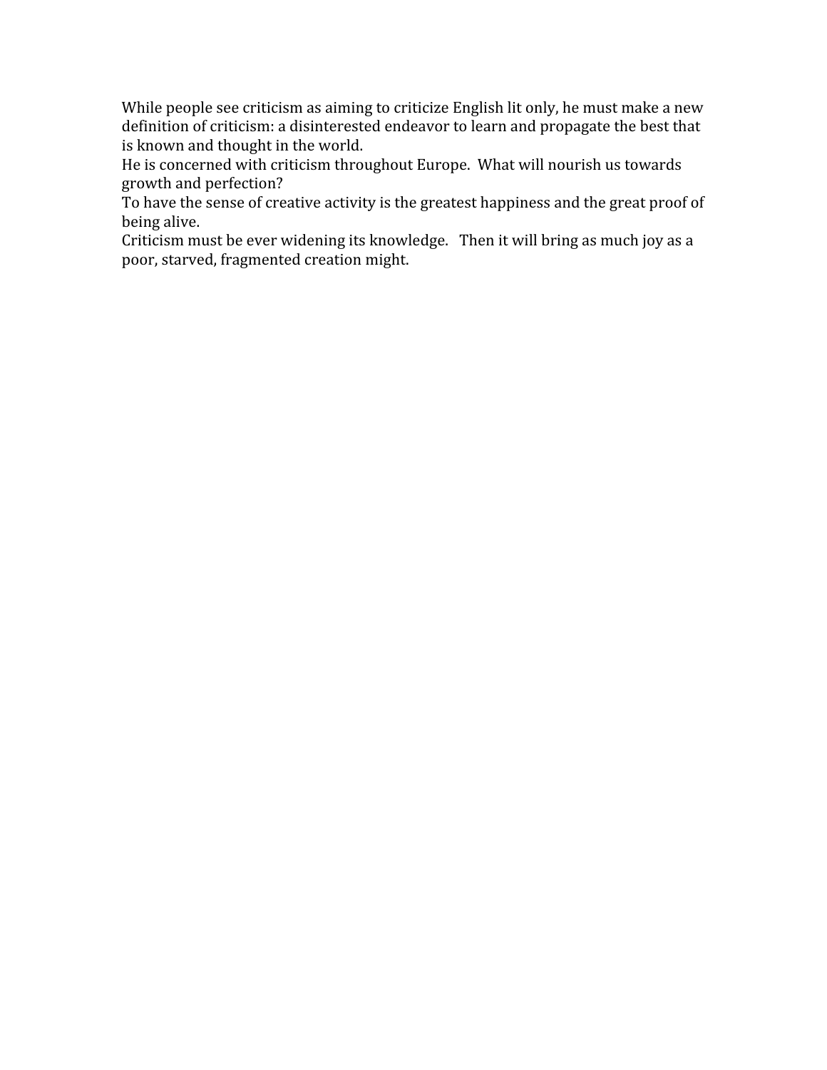While people see criticism as aiming to criticize English lit only, he must make a new definition of criticism: a disinterested endeavor to learn and propagate the best that is known and thought in the world.

He is concerned with criticism throughout Europe. What will nourish us towards growth and perfection?

To have the sense of creative activity is the greatest happiness and the great proof of being alive.

Criticism must be ever widening its knowledge. Then it will bring as much joy as a poor, starved, fragmented creation might.